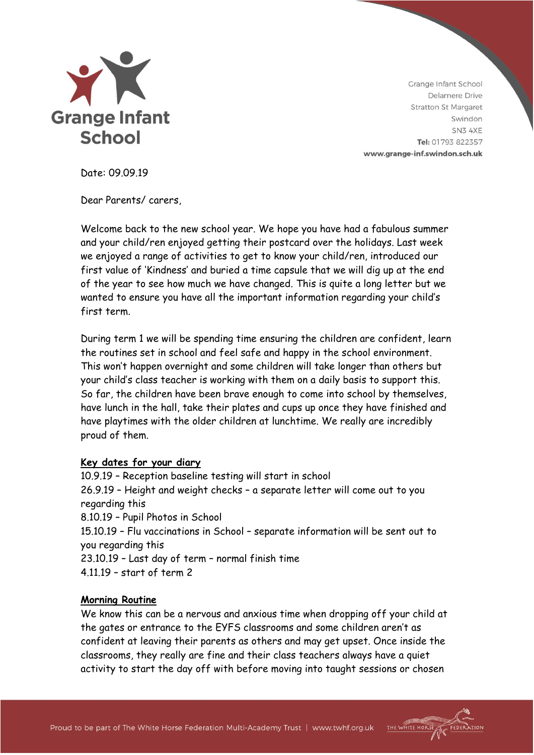# Grange Infant School

Grange Infant School
Delamere Drive
Stratton St Margaret
Swindon
SN3 4XE
**Tel:** 01793 822357
**www.grange-inf.swindon.sch.uk**

Date: 09.09.19

Dear Parents/ carers,

Welcome back to the new school year. We hope you have had a fabulous summer and your child/ren enjoyed getting their postcard over the holidays. Last week we enjoyed a range of activities to get to know your child/ren, introduced our first value of 'Kindness' and buried a time capsule that we will dig up at the end of the year to see how much we have changed. This is quite a long letter but we wanted to ensure you have all the important information regarding your child's first term.

During term 1 we will be spending time ensuring the children are confident, learn the routines set in school and feel safe and happy in the school environment. This won't happen overnight and some children will take longer than others but your child's class teacher is working with them on a daily basis to support this. So far, the children have been brave enough to come into school by themselves, have lunch in the hall, take their plates and cups up once they have finished and have playtimes with the older children at lunchtime. We really are incredibly proud of them.

**Key dates for your diary**

10.9.19 – Reception baseline testing will start in school
26.9.19 – Height and weight checks – a separate letter will come out to you regarding this
8.10.19 – Pupil Photos in School
15.10.19 – Flu vaccinations in School – separate information will be sent out to you regarding this
23.10.19 – Last day of term – normal finish time
4.11.19 – start of term 2

**Morning Routine**

We know this can be a nervous and anxious time when dropping off your child at the gates or entrance to the EYFS classrooms and some children aren't as confident at leaving their parents as others and may get upset. Once inside the classrooms, they really are fine and their class teachers always have a quiet activity to start the day off with before moving into taught sessions or chosen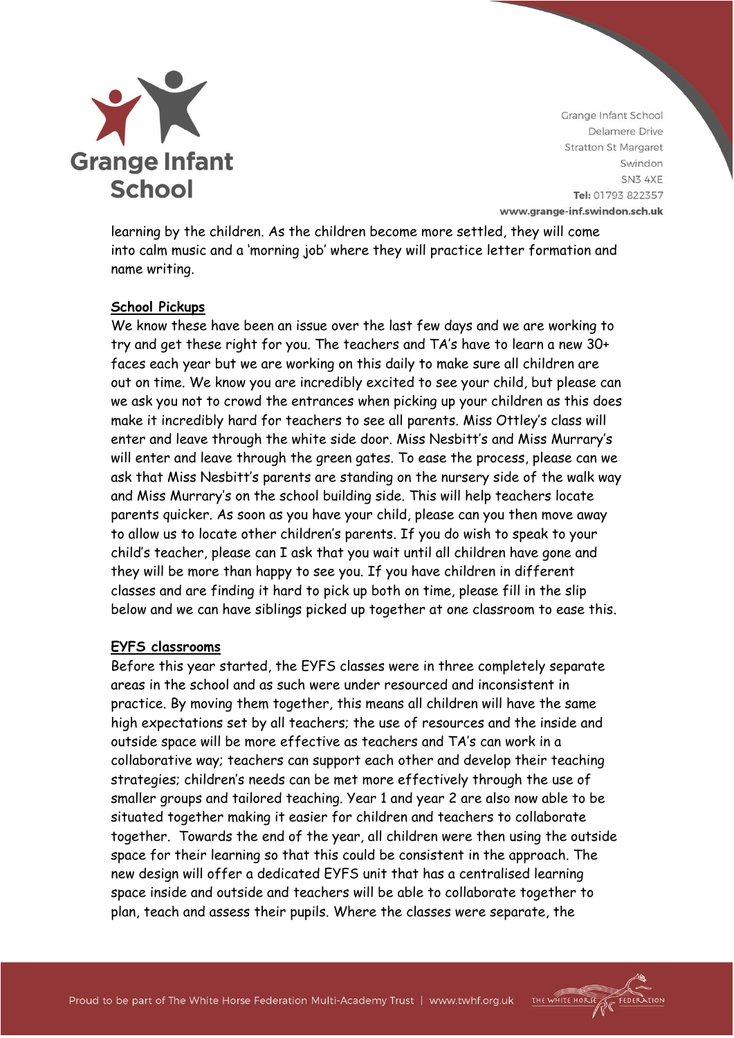learning by the children. As the children become more settled, they will come into calm music and a 'morning job' where they will practice letter formation and name writing.

**School Pickups**

We know these have been an issue over the last few days and we are working to try and get these right for you. The teachers and TA's have to learn a new 30+ faces each year but we are working on this daily to make sure all children are out on time. We know you are incredibly excited to see your child, but please can we ask you not to crowd the entrances when picking up your children as this does make it incredibly hard for teachers to see all parents. Miss Ottley's class will enter and leave through the white side door. Miss Nesbitt's and Miss Murrary's will enter and leave through the green gates. To ease the process, please can we ask that Miss Nesbitt's parents are standing on the nursery side of the walk way and Miss Murrary's on the school building side. This will help teachers locate parents quicker. As soon as you have your child, please can you then move away to allow us to locate other children's parents. If you do wish to speak to your child's teacher, please can I ask that you wait until all children have gone and they will be more than happy to see you. If you have children in different classes and are finding it hard to pick up both on time, please fill in the slip below and we can have siblings picked up together at one classroom to ease this.

**EYFS classrooms**

Before this year started, the EYFS classes were in three completely separate areas in the school and as such were under resourced and inconsistent in practice. By moving them together, this means all children will have the same high expectations set by all teachers; the use of resources and the inside and outside space will be more effective as teachers and TA's can work in a collaborative way; teachers can support each other and develop their teaching strategies; children's needs can be met more effectively through the use of smaller groups and tailored teaching. Year 1 and year 2 are also now able to be situated together making it easier for children and teachers to collaborate together. Towards the end of the year, all children were then using the outside space for their learning so that this could be consistent in the approach. The new design will offer a dedicated EYFS unit that has a centralised learning space inside and outside and teachers will be able to collaborate together to plan, teach and assess their pupils. Where the classes were separate, the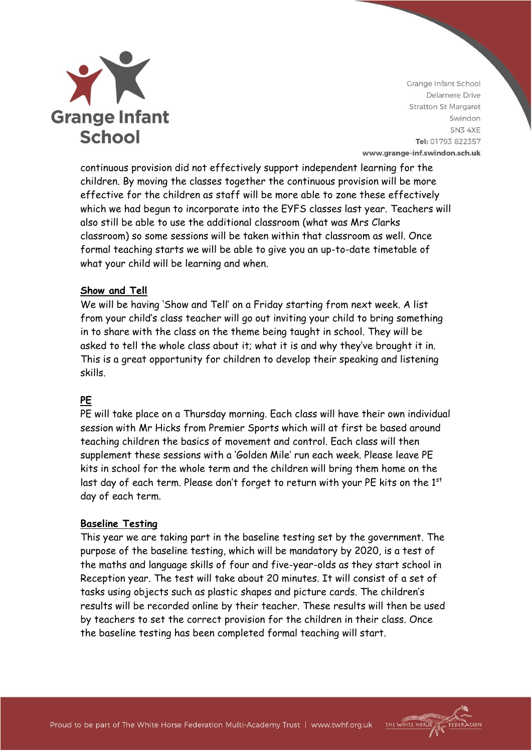continuous provision did not effectively support independent learning for the children. By moving the classes together the continuous provision will be more effective for the children as staff will be more able to zone these effectively which we had begun to incorporate into the EYFS classes last year. Teachers will also still be able to use the additional classroom (what was Mrs Clarks classroom) so some sessions will be taken within that classroom as well. Once formal teaching starts we will be able to give you an up-to-date timetable of what your child will be learning and when.

**Show and Tell**

We will be having 'Show and Tell' on a Friday starting from next week. A list from your child's class teacher will go out inviting your child to bring something in to share with the class on the theme being taught in school. They will be asked to tell the whole class about it; what it is and why they've brought it in. This is a great opportunity for children to develop their speaking and listening skills.

**PE**

PE will take place on a Thursday morning. Each class will have their own individual session with Mr Hicks from Premier Sports which will at first be based around teaching children the basics of movement and control. Each class will then supplement these sessions with a 'Golden Mile' run each week. Please leave PE kits in school for the whole term and the children will bring them home on the last day of each term. Please don't forget to return with your PE kits on the 1st day of each term.

**Baseline Testing**

This year we are taking part in the baseline testing set by the government. The purpose of the baseline testing, which will be mandatory by 2020, is a test of the maths and language skills of four and five-year-olds as they start school in Reception year. The test will take about 20 minutes. It will consist of a set of tasks using objects such as plastic shapes and picture cards. The children's results will be recorded online by their teacher. These results will then be used by teachers to set the correct provision for the children in their class. Once the baseline testing has been completed formal teaching will start.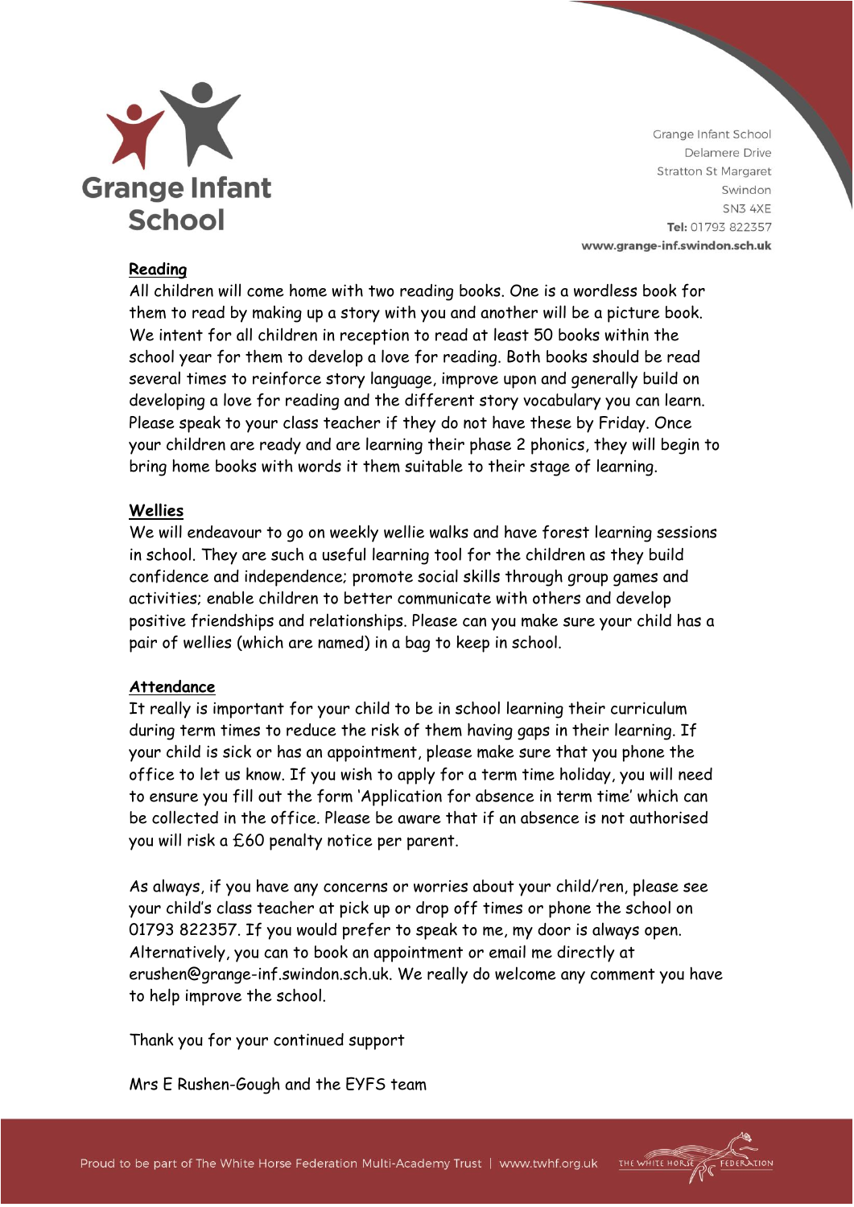## Reading

All children will come home with two reading books. One is a wordless book for them to read by making up a story with you and another will be a picture book. We intent for all children in reception to read at least 50 books within the school year for them to develop a love for reading. Both books should be read several times to reinforce story language, improve upon and generally build on developing a love for reading and the different story vocabulary you can learn. Please speak to your class teacher if they do not have these by Friday. Once your children are ready and are learning their phase 2 phonics, they will begin to bring home books with words it them suitable to their stage of learning.

## Wellies

We will endeavour to go on weekly wellie walks and have forest learning sessions in school. They are such a useful learning tool for the children as they build confidence and independence; promote social skills through group games and activities; enable children to better communicate with others and develop positive friendships and relationships. Please can you make sure your child has a pair of wellies (which are named) in a bag to keep in school.

## Attendance

It really is important for your child to be in school learning their curriculum during term times to reduce the risk of them having gaps in their learning. If your child is sick or has an appointment, please make sure that you phone the office to let us know. If you wish to apply for a term time holiday, you will need to ensure you fill out the form 'Application for absence in term time' which can be collected in the office. Please be aware that if an absence is not authorised you will risk a £60 penalty notice per parent.

As always, if you have any concerns or worries about your child/ren, please see your child's class teacher at pick up or drop off times or phone the school on 01793 822357. If you would prefer to speak to me, my door is always open. Alternatively, you can to book an appointment or email me directly at erushen@grange-inf.swindon.sch.uk. We really do welcome any comment you have to help improve the school.

Thank you for your continued support

Mrs E Rushen-Gough and the EYFS team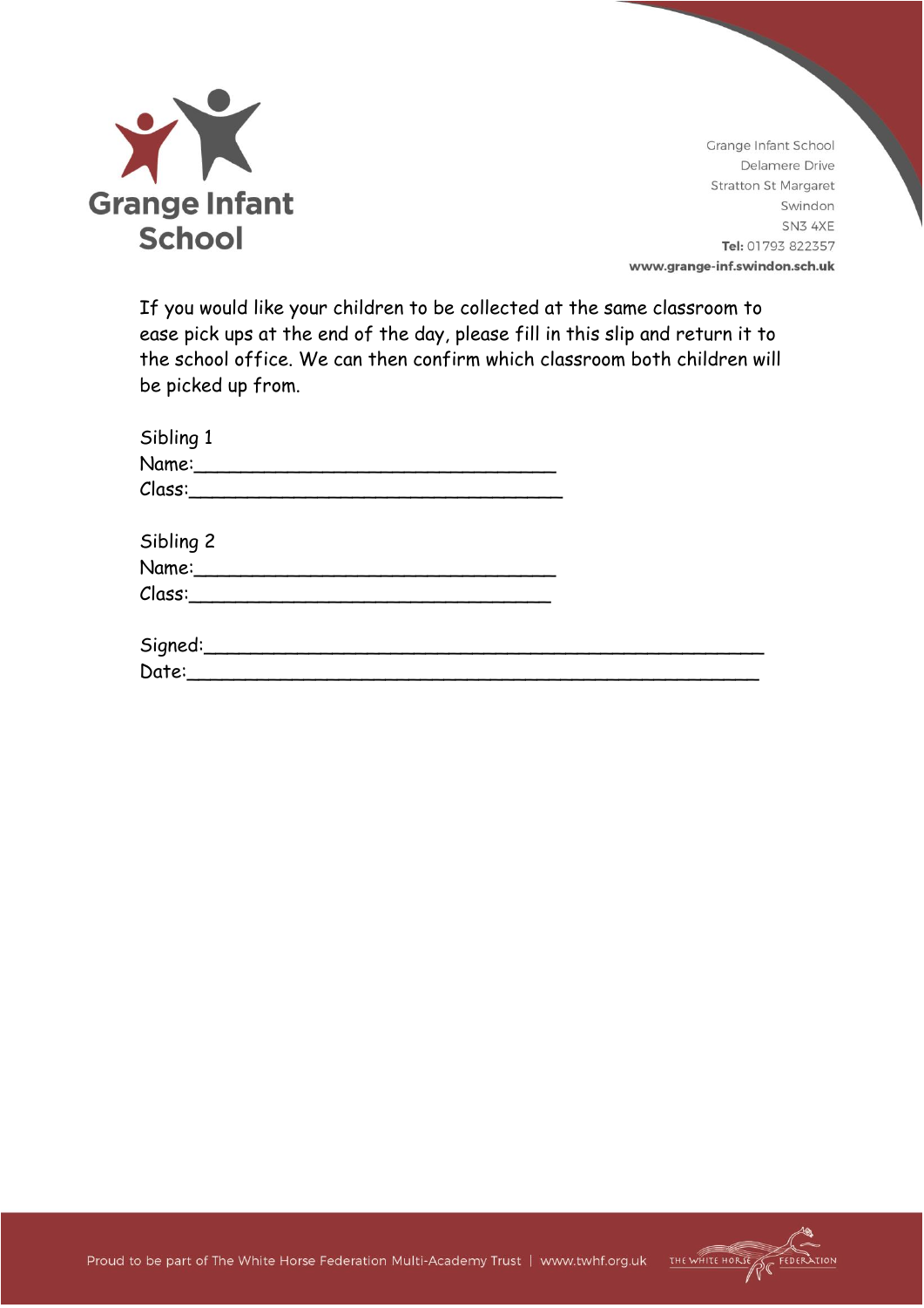# Grange Infant School

Grange Infant School
Delamere Drive
Stratton St Margaret
Swindon
SN3 4XE
**Tel:** 01793 822357
**www.grange-inf.swindon.sch.uk**

If you would like your children to be collected at the same classroom to ease pick ups at the end of the day, please fill in this slip and return it to the school office. We can then confirm which classroom both children will be picked up from.

Sibling 1
Name:________________________________
Class:_________________________________

Sibling 2
Name:________________________________
Class:________________________________

Signed:__________________________________________________
Date:___________________________________________________

Proud to be part of The White Horse Federation Multi-Academy Trust | www.twhf.org.uk